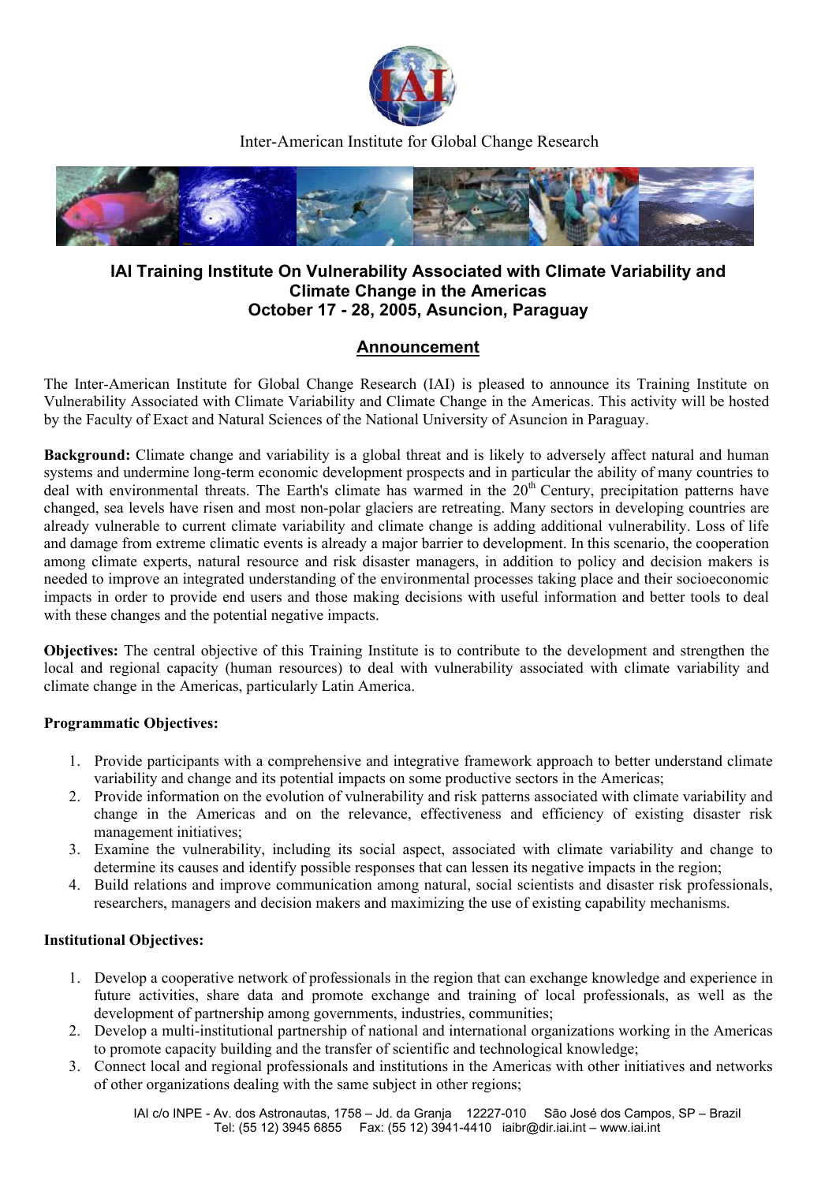Inter-American Institute for Global Change Research

# IAI Training Institute On Vulnerability Associated with Climate Variability and Climate Change in the Americas
## October 17 - 28, 2005, Asuncion, Paraguay

## Announcement

The Inter-American Institute for Global Change Research (IAI) is pleased to announce its Training Institute on Vulnerability Associated with Climate Variability and Climate Change in the Americas. This activity will be hosted by the Faculty of Exact and Natural Sciences of the National University of Asuncion in Paraguay.

**Background:** Climate change and variability is a global threat and is likely to adversely affect natural and human systems and undermine long-term economic development prospects and in particular the ability of many countries to deal with environmental threats. The Earth's climate has warmed in the 20th Century, precipitation patterns have changed, sea levels have risen and most non-polar glaciers are retreating. Many sectors in developing countries are already vulnerable to current climate variability and climate change is adding additional vulnerability. Loss of life and damage from extreme climatic events is already a major barrier to development. In this scenario, the cooperation among climate experts, natural resource and risk disaster managers, in addition to policy and decision makers is needed to improve an integrated understanding of the environmental processes taking place and their socioeconomic impacts in order to provide end users and those making decisions with useful information and better tools to deal with these changes and the potential negative impacts.

**Objectives:** The central objective of this Training Institute is to contribute to the development and strengthen the local and regional capacity (human resources) to deal with vulnerability associated with climate variability and climate change in the Americas, particularly Latin America.

**Programmatic Objectives:**

1. Provide participants with a comprehensive and integrative framework approach to better understand climate variability and change and its potential impacts on some productive sectors in the Americas;
2. Provide information on the evolution of vulnerability and risk patterns associated with climate variability and change in the Americas and on the relevance, effectiveness and efficiency of existing disaster risk management initiatives;
3. Examine the vulnerability, including its social aspect, associated with climate variability and change to determine its causes and identify possible responses that can lessen its negative impacts in the region;
4. Build relations and improve communication among natural, social scientists and disaster risk professionals, researchers, managers and decision makers and maximizing the use of existing capability mechanisms.

**Institutional Objectives:**

1. Develop a cooperative network of professionals in the region that can exchange knowledge and experience in future activities, share data and promote exchange and training of local professionals, as well as the development of partnership among governments, industries, communities;
2. Develop a multi-institutional partnership of national and international organizations working in the Americas to promote capacity building and the transfer of scientific and technological knowledge;
3. Connect local and regional professionals and institutions in the Americas with other initiatives and networks of other organizations dealing with the same subject in other regions;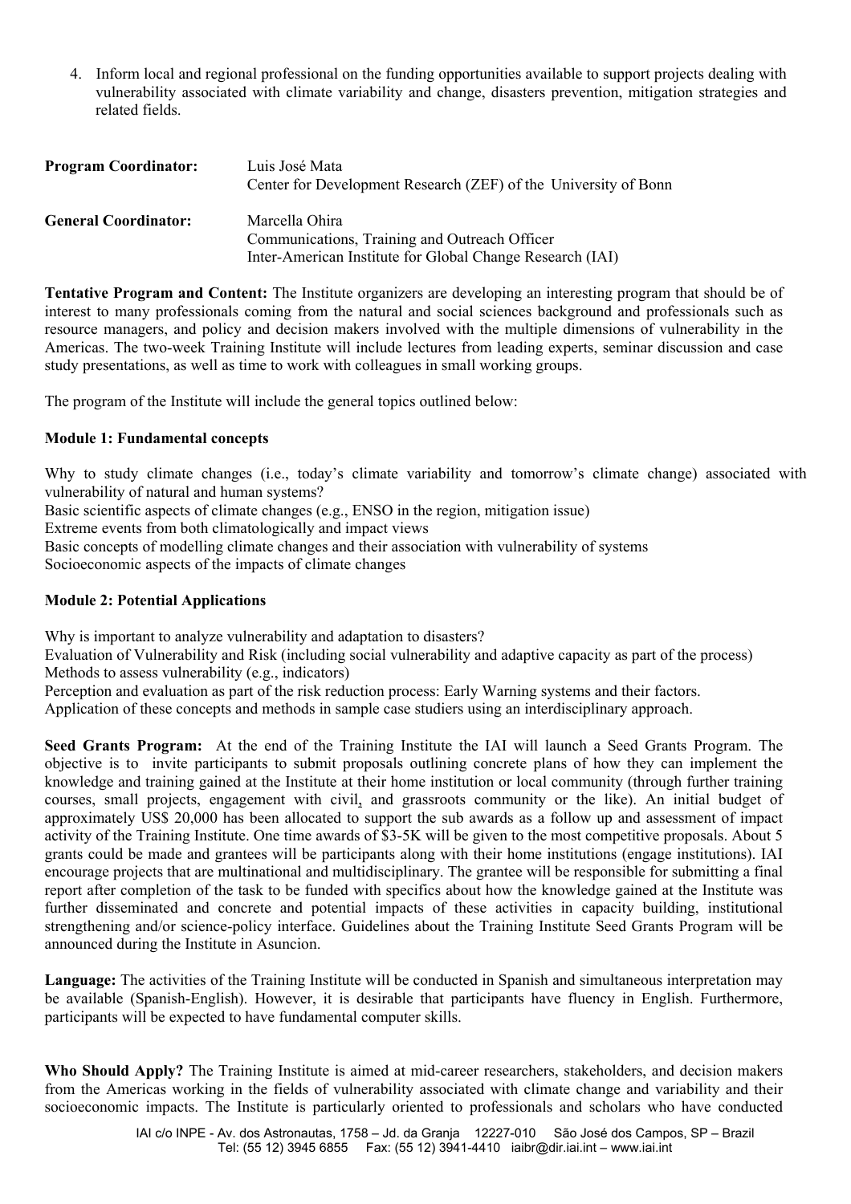4. Inform local and regional professional on the funding opportunities available to support projects dealing with vulnerability associated with climate variability and change, disasters prevention, mitigation strategies and related fields.

**Program Coordinator:** Luis José Mata
Center for Development Research (ZEF) of the University of Bonn

**General Coordinator:** Marcella Ohira
Communications, Training and Outreach Officer
Inter-American Institute for Global Change Research (IAI)

**Tentative Program and Content:** The Institute organizers are developing an interesting program that should be of interest to many professionals coming from the natural and social sciences background and professionals such as resource managers, and policy and decision makers involved with the multiple dimensions of vulnerability in the Americas. The two-week Training Institute will include lectures from leading experts, seminar discussion and case study presentations, as well as time to work with colleagues in small working groups.

The program of the Institute will include the general topics outlined below:

**Module 1: Fundamental concepts**

Why to study climate changes (i.e., today's climate variability and tomorrow's climate change) associated with vulnerability of natural and human systems?
Basic scientific aspects of climate changes (e.g., ENSO in the region, mitigation issue)
Extreme events from both climatologically and impact views
Basic concepts of modelling climate changes and their association with vulnerability of systems
Socioeconomic aspects of the impacts of climate changes

**Module 2: Potential Applications**

Why is important to analyze vulnerability and adaptation to disasters?
Evaluation of Vulnerability and Risk (including social vulnerability and adaptive capacity as part of the process)
Methods to assess vulnerability (e.g., indicators)
Perception and evaluation as part of the risk reduction process: Early Warning systems and their factors.
Application of these concepts and methods in sample case studiers using an interdisciplinary approach.

**Seed Grants Program:** At the end of the Training Institute the IAI will launch a Seed Grants Program. The objective is to invite participants to submit proposals outlining concrete plans of how they can implement the knowledge and training gained at the Institute at their home institution or local community (through further training courses, small projects, engagement with civil, and grassroots community or the like). An initial budget of approximately US$ 20,000 has been allocated to support the sub awards as a follow up and assessment of impact activity of the Training Institute. One time awards of $3-5K will be given to the most competitive proposals. About 5 grants could be made and grantees will be participants along with their home institutions (engage institutions). IAI encourage projects that are multinational and multidisciplinary. The grantee will be responsible for submitting a final report after completion of the task to be funded with specifics about how the knowledge gained at the Institute was further disseminated and concrete and potential impacts of these activities in capacity building, institutional strengthening and/or science-policy interface. Guidelines about the Training Institute Seed Grants Program will be announced during the Institute in Asuncion.

**Language:** The activities of the Training Institute will be conducted in Spanish and simultaneous interpretation may be available (Spanish-English). However, it is desirable that participants have fluency in English. Furthermore, participants will be expected to have fundamental computer skills.

**Who Should Apply?** The Training Institute is aimed at mid-career researchers, stakeholders, and decision makers from the Americas working in the fields of vulnerability associated with climate change and variability and their socioeconomic impacts. The Institute is particularly oriented to professionals and scholars who have conducted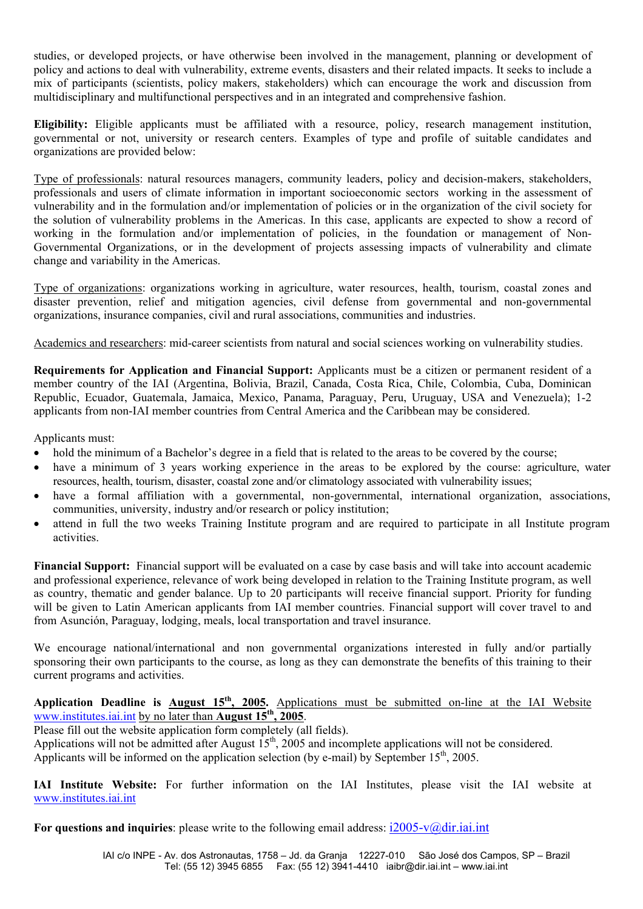studies, or developed projects, or have otherwise been involved in the management, planning or development of policy and actions to deal with vulnerability, extreme events, disasters and their related impacts. It seeks to include a mix of participants (scientists, policy makers, stakeholders) which can encourage the work and discussion from multidisciplinary and multifunctional perspectives and in an integrated and comprehensive fashion.

**Eligibility:** Eligible applicants must be affiliated with a resource, policy, research management institution, governmental or not, university or research centers. Examples of type and profile of suitable candidates and organizations are provided below:

Type of professionals: natural resources managers, community leaders, policy and decision-makers, stakeholders, professionals and users of climate information in important socioeconomic sectors working in the assessment of vulnerability and in the formulation and/or implementation of policies or in the organization of the civil society for the solution of vulnerability problems in the Americas. In this case, applicants are expected to show a record of working in the formulation and/or implementation of policies, in the foundation or management of Non-Governmental Organizations, or in the development of projects assessing impacts of vulnerability and climate change and variability in the Americas.

Type of organizations: organizations working in agriculture, water resources, health, tourism, coastal zones and disaster prevention, relief and mitigation agencies, civil defense from governmental and non-governmental organizations, insurance companies, civil and rural associations, communities and industries.

Academics and researchers: mid-career scientists from natural and social sciences working on vulnerability studies.

**Requirements for Application and Financial Support:** Applicants must be a citizen or permanent resident of a member country of the IAI (Argentina, Bolivia, Brazil, Canada, Costa Rica, Chile, Colombia, Cuba, Dominican Republic, Ecuador, Guatemala, Jamaica, Mexico, Panama, Paraguay, Peru, Uruguay, USA and Venezuela); 1-2 applicants from non-IAI member countries from Central America and the Caribbean may be considered.

Applicants must:

- hold the minimum of a Bachelor's degree in a field that is related to the areas to be covered by the course;
- have a minimum of 3 years working experience in the areas to be explored by the course: agriculture, water resources, health, tourism, disaster, coastal zone and/or climatology associated with vulnerability issues;
- have a formal affiliation with a governmental, non-governmental, international organization, associations, communities, university, industry and/or research or policy institution;
- attend in full the two weeks Training Institute program and are required to participate in all Institute program activities.

**Financial Support:** Financial support will be evaluated on a case by case basis and will take into account academic and professional experience, relevance of work being developed in relation to the Training Institute program, as well as country, thematic and gender balance. Up to 20 participants will receive financial support. Priority for funding will be given to Latin American applicants from IAI member countries. Financial support will cover travel to and from Asunción, Paraguay, lodging, meals, local transportation and travel insurance.

We encourage national/international and non governmental organizations interested in fully and/or partially sponsoring their own participants to the course, as long as they can demonstrate the benefits of this training to their current programs and activities.

**Application Deadline is August 15th, 2005.** Applications must be submitted on-line at the IAI Website www.institutes.iai.int by no later than **August 15th, 2005**.
Please fill out the website application form completely (all fields).
Applications will not be admitted after August 15th, 2005 and incomplete applications will not be considered.
Applicants will be informed on the application selection (by e-mail) by September 15th, 2005.

**IAI Institute Website:** For further information on the IAI Institutes, please visit the IAI website at www.institutes.iai.int

**For questions and inquiries**: please write to the following email address: i2005-v@dir.iai.int

IAI c/o INPE - Av. dos Astronautas, 1758 – Jd. da Granja 12227-010 São José dos Campos, SP – Brazil
Tel: (55 12) 3945 6855 Fax: (55 12) 3941-4410 iaibr@dir.iai.int – www.iai.int